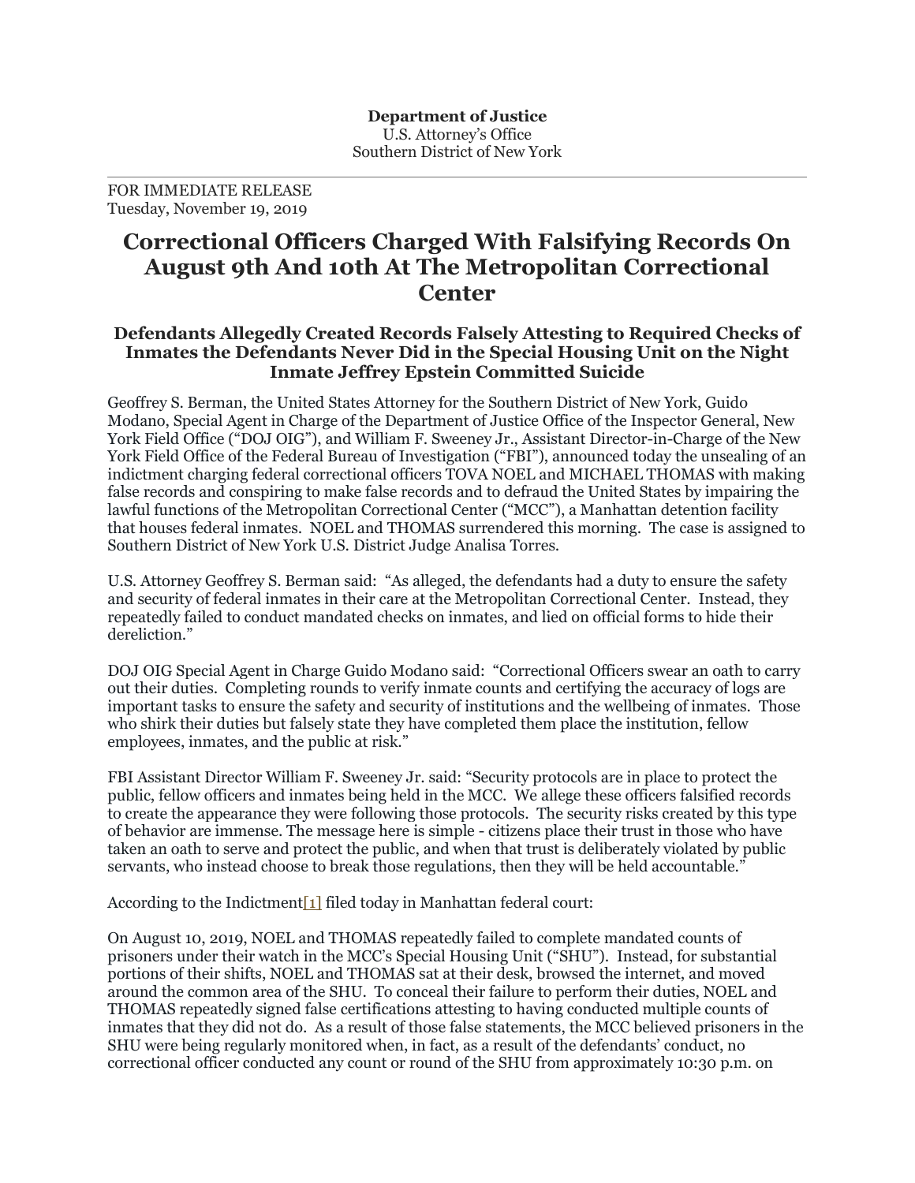**Department of Justice**
U.S. Attorney's Office
Southern District of New York

---

FOR IMMEDIATE RELEASE
Tuesday, November 19, 2019

# Correctional Officers Charged With Falsifying Records On August 9th And 10th At The Metropolitan Correctional Center

## Defendants Allegedly Created Records Falsely Attesting to Required Checks of Inmates the Defendants Never Did in the Special Housing Unit on the Night Inmate Jeffrey Epstein Committed Suicide

Geoffrey S. Berman, the United States Attorney for the Southern District of New York, Guido Modano, Special Agent in Charge of the Department of Justice Office of the Inspector General, New York Field Office ("DOJ OIG"), and William F. Sweeney Jr., Assistant Director-in-Charge of the New York Field Office of the Federal Bureau of Investigation ("FBI"), announced today the unsealing of an indictment charging federal correctional officers TOVA NOEL and MICHAEL THOMAS with making false records and conspiring to make false records and to defraud the United States by impairing the lawful functions of the Metropolitan Correctional Center ("MCC"), a Manhattan detention facility that houses federal inmates. NOEL and THOMAS surrendered this morning. The case is assigned to Southern District of New York U.S. District Judge Analisa Torres.

U.S. Attorney Geoffrey S. Berman said: "As alleged, the defendants had a duty to ensure the safety and security of federal inmates in their care at the Metropolitan Correctional Center. Instead, they repeatedly failed to conduct mandated checks on inmates, and lied on official forms to hide their dereliction."

DOJ OIG Special Agent in Charge Guido Modano said: "Correctional Officers swear an oath to carry out their duties. Completing rounds to verify inmate counts and certifying the accuracy of logs are important tasks to ensure the safety and security of institutions and the wellbeing of inmates. Those who shirk their duties but falsely state they have completed them place the institution, fellow employees, inmates, and the public at risk."

FBI Assistant Director William F. Sweeney Jr. said: "Security protocols are in place to protect the public, fellow officers and inmates being held in the MCC. We allege these officers falsified records to create the appearance they were following those protocols. The security risks created by this type of behavior are immense. The message here is simple - citizens place their trust in those who have taken an oath to serve and protect the public, and when that trust is deliberately violated by public servants, who instead choose to break those regulations, then they will be held accountable."

According to the Indictment[1] filed today in Manhattan federal court:

On August 10, 2019, NOEL and THOMAS repeatedly failed to complete mandated counts of prisoners under their watch in the MCC's Special Housing Unit ("SHU"). Instead, for substantial portions of their shifts, NOEL and THOMAS sat at their desk, browsed the internet, and moved around the common area of the SHU. To conceal their failure to perform their duties, NOEL and THOMAS repeatedly signed false certifications attesting to having conducted multiple counts of inmates that they did not do. As a result of those false statements, the MCC believed prisoners in the SHU were being regularly monitored when, in fact, as a result of the defendants' conduct, no correctional officer conducted any count or round of the SHU from approximately 10:30 p.m. on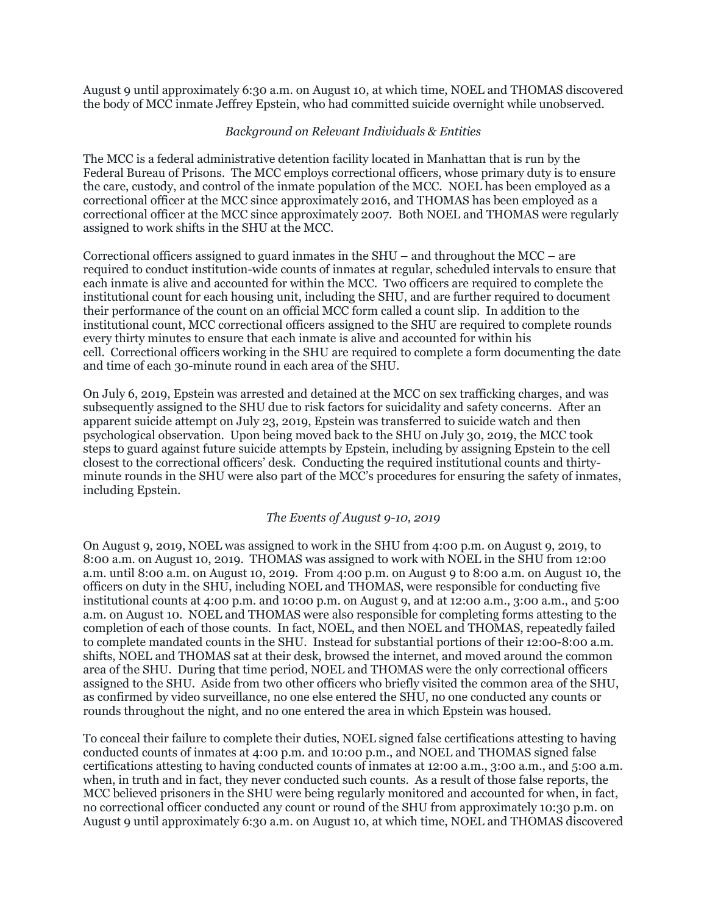August 9 until approximately 6:30 a.m. on August 10, at which time, NOEL and THOMAS discovered the body of MCC inmate Jeffrey Epstein, who had committed suicide overnight while unobserved.

*Background on Relevant Individuals & Entities*

The MCC is a federal administrative detention facility located in Manhattan that is run by the Federal Bureau of Prisons. The MCC employs correctional officers, whose primary duty is to ensure the care, custody, and control of the inmate population of the MCC. NOEL has been employed as a correctional officer at the MCC since approximately 2016, and THOMAS has been employed as a correctional officer at the MCC since approximately 2007. Both NOEL and THOMAS were regularly assigned to work shifts in the SHU at the MCC.

Correctional officers assigned to guard inmates in the SHU – and throughout the MCC – are required to conduct institution-wide counts of inmates at regular, scheduled intervals to ensure that each inmate is alive and accounted for within the MCC. Two officers are required to complete the institutional count for each housing unit, including the SHU, and are further required to document their performance of the count on an official MCC form called a count slip. In addition to the institutional count, MCC correctional officers assigned to the SHU are required to complete rounds every thirty minutes to ensure that each inmate is alive and accounted for within his cell. Correctional officers working in the SHU are required to complete a form documenting the date and time of each 30-minute round in each area of the SHU.

On July 6, 2019, Epstein was arrested and detained at the MCC on sex trafficking charges, and was subsequently assigned to the SHU due to risk factors for suicidality and safety concerns. After an apparent suicide attempt on July 23, 2019, Epstein was transferred to suicide watch and then psychological observation. Upon being moved back to the SHU on July 30, 2019, the MCC took steps to guard against future suicide attempts by Epstein, including by assigning Epstein to the cell closest to the correctional officers' desk. Conducting the required institutional counts and thirty-minute rounds in the SHU were also part of the MCC's procedures for ensuring the safety of inmates, including Epstein.

*The Events of August 9-10, 2019*

On August 9, 2019, NOEL was assigned to work in the SHU from 4:00 p.m. on August 9, 2019, to 8:00 a.m. on August 10, 2019. THOMAS was assigned to work with NOEL in the SHU from 12:00 a.m. until 8:00 a.m. on August 10, 2019. From 4:00 p.m. on August 9 to 8:00 a.m. on August 10, the officers on duty in the SHU, including NOEL and THOMAS, were responsible for conducting five institutional counts at 4:00 p.m. and 10:00 p.m. on August 9, and at 12:00 a.m., 3:00 a.m., and 5:00 a.m. on August 10. NOEL and THOMAS were also responsible for completing forms attesting to the completion of each of those counts. In fact, NOEL, and then NOEL and THOMAS, repeatedly failed to complete mandated counts in the SHU. Instead for substantial portions of their 12:00-8:00 a.m. shifts, NOEL and THOMAS sat at their desk, browsed the internet, and moved around the common area of the SHU. During that time period, NOEL and THOMAS were the only correctional officers assigned to the SHU. Aside from two other officers who briefly visited the common area of the SHU, as confirmed by video surveillance, no one else entered the SHU, no one conducted any counts or rounds throughout the night, and no one entered the area in which Epstein was housed.

To conceal their failure to complete their duties, NOEL signed false certifications attesting to having conducted counts of inmates at 4:00 p.m. and 10:00 p.m., and NOEL and THOMAS signed false certifications attesting to having conducted counts of inmates at 12:00 a.m., 3:00 a.m., and 5:00 a.m. when, in truth and in fact, they never conducted such counts. As a result of those false reports, the MCC believed prisoners in the SHU were being regularly monitored and accounted for when, in fact, no correctional officer conducted any count or round of the SHU from approximately 10:30 p.m. on August 9 until approximately 6:30 a.m. on August 10, at which time, NOEL and THOMAS discovered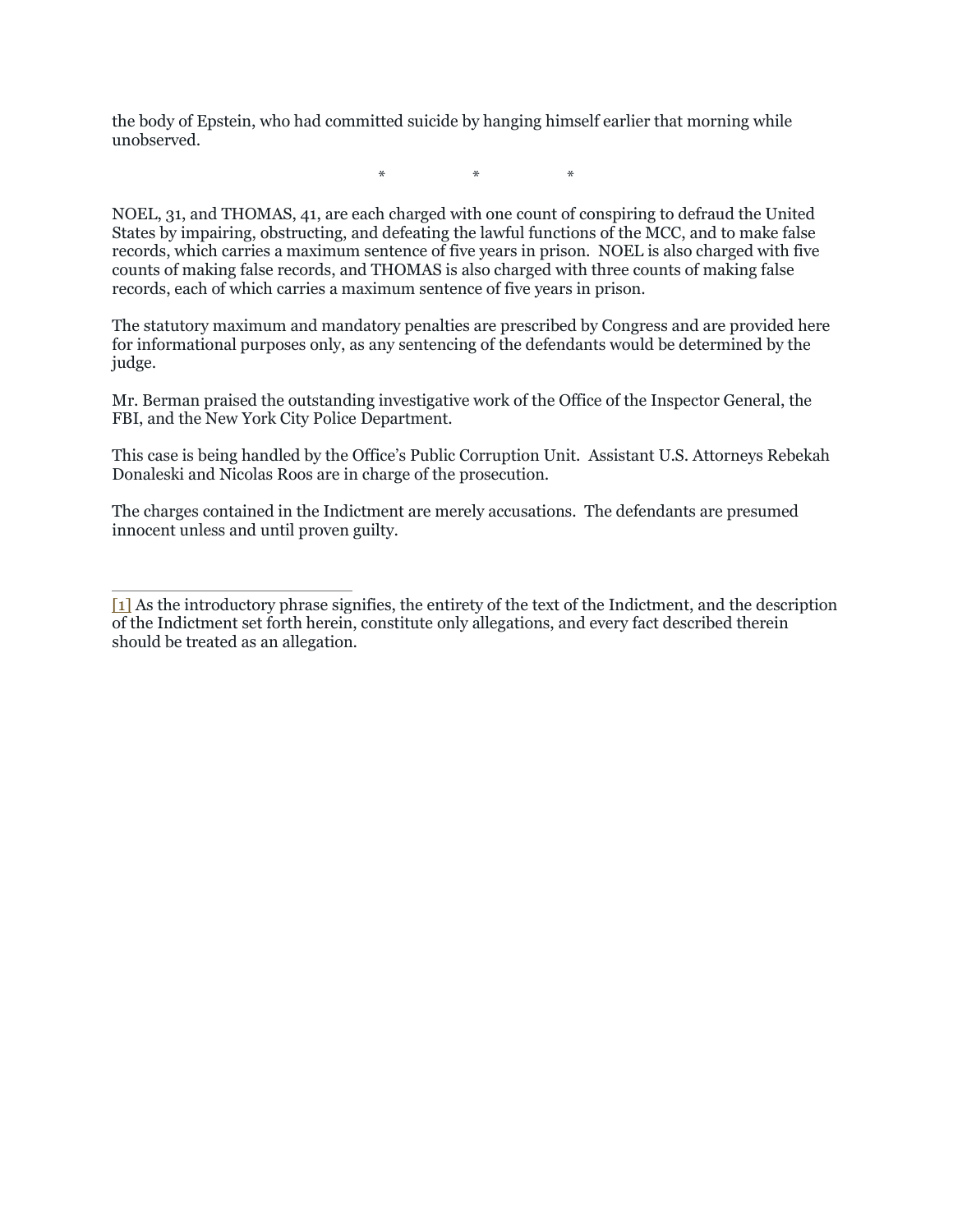the body of Epstein, who had committed suicide by hanging himself earlier that morning while unobserved.

\*                    \*                    \*

NOEL, 31, and THOMAS, 41, are each charged with one count of conspiring to defraud the United States by impairing, obstructing, and defeating the lawful functions of the MCC, and to make false records, which carries a maximum sentence of five years in prison.  NOEL is also charged with five counts of making false records, and THOMAS is also charged with three counts of making false records, each of which carries a maximum sentence of five years in prison.

The statutory maximum and mandatory penalties are prescribed by Congress and are provided here for informational purposes only, as any sentencing of the defendants would be determined by the judge.

Mr. Berman praised the outstanding investigative work of the Office of the Inspector General, the FBI, and the New York City Police Department.

This case is being handled by the Office's Public Corruption Unit.  Assistant U.S. Attorneys Rebekah Donaleski and Nicolas Roos are in charge of the prosecution.

The charges contained in the Indictment are merely accusations.  The defendants are presumed innocent unless and until proven guilty.

---

[1] As the introductory phrase signifies, the entirety of the text of the Indictment, and the description of the Indictment set forth herein, constitute only allegations, and every fact described therein should be treated as an allegation.